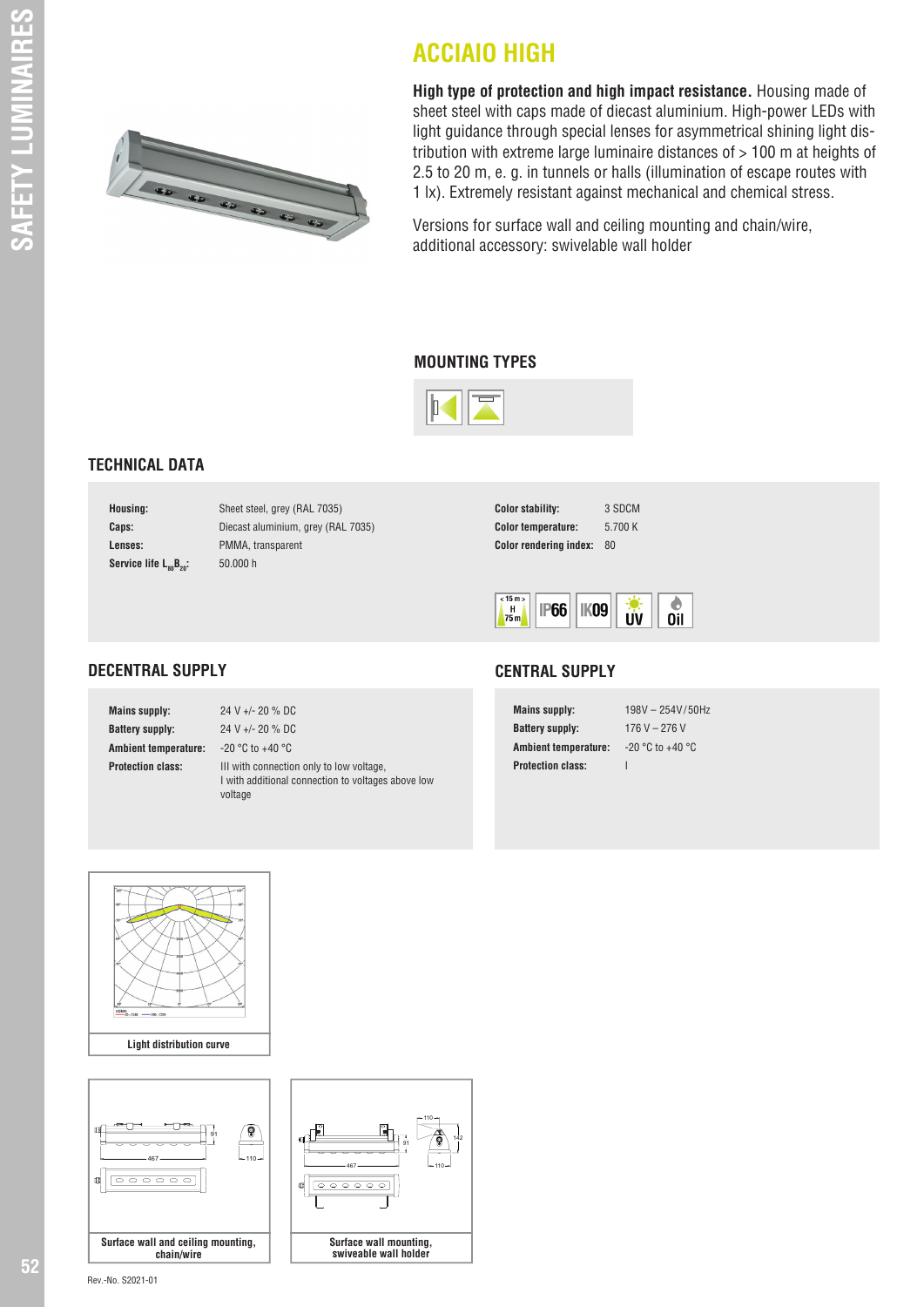# ACCIAIO HIGH

**High type of protection and high impact resistance.** Housing made of sheet steel with caps made of diecast aluminium. High-power LEDs with light guidance through special lenses for asymmetrical shining light distribution with extreme large luminaire distances of > 100 m at heights of 2.5 to 20 m, e. g. in tunnels or halls (illumination of escape routes with 1 lx). Extremely resistant against mechanical and chemical stress.

Versions for surface wall and ceiling mounting and chain/wire, additional accessory: swivelable wall holder

## MOUNTING TYPES

## TECHNICAL DATA

| | |
|---|---|
| **Housing:** | Sheet steel, grey (RAL 7035) |
| **Caps:** | Diecast aluminium, grey (RAL 7035) |
| **Lenses:** | PMMA, transparent |
| **Service life $L_{80}B_{20}$:** | 50.000 h |
| **Color stability:** | 3 SDCM |
| **Color temperature:** | 5.700 K |
| **Color rendering index:** | 80 |

< 15 m > H 75 m | IP66 | IK09 | UV | Oil

## DECENTRAL SUPPLY

| | |
|---|---|
| **Mains supply:** | 24 V +/- 20 % DC |
| **Battery supply:** | 24 V +/- 20 % DC |
| **Ambient temperature:** | -20 °C to +40 °C |
| **Protection class:** | III with connection only to low voltage, I with additional connection to voltages above low voltage |

## CENTRAL SUPPLY

| | |
|---|---|
| **Mains supply:** | 198V – 254V/50Hz |
| **Battery supply:** | 176 V – 276 V |
| **Ambient temperature:** | -20 °C to +40 °C |
| **Protection class:** | I |

Light distribution curve

Surface wall and ceiling mounting, chain/wire

Surface wall mounting, swiveable wall holder

Rev.-No. S2021-01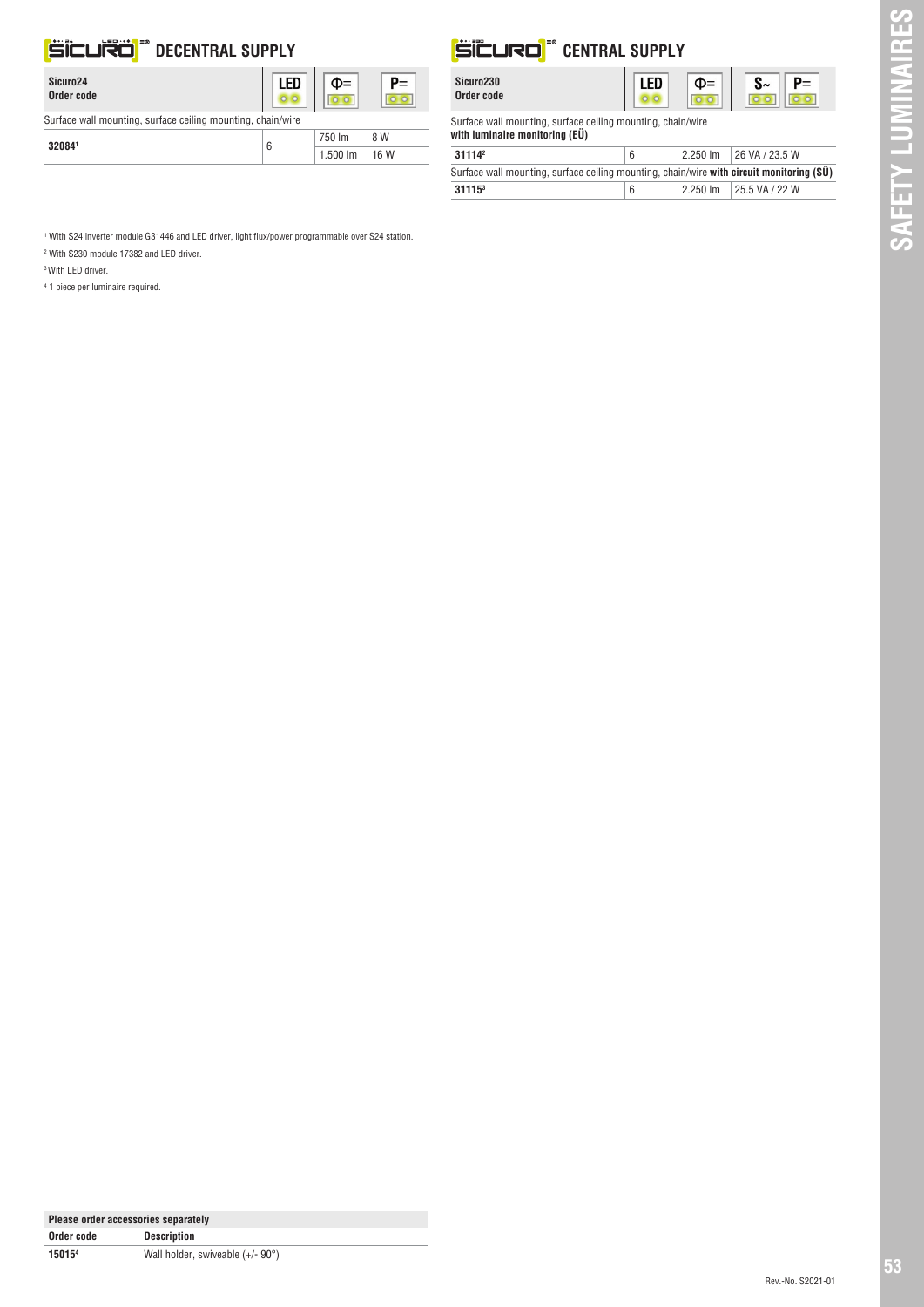## SICURO DECENTRAL SUPPLY

| Sicuro24 Order code | LED | Φ= | P= |
|---|---|---|---|
| Surface wall mounting, surface ceiling mounting, chain/wire | | | |
| 32084[1] | 6 | 750 lm | 8 W |
| | | 1.500 lm | 16 W |

## SICURO CENTRAL SUPPLY

| Sicuro230 Order code | LED | Φ= | S~ / P= |
|---|---|---|---|
| Surface wall mounting, surface ceiling mounting, chain/wire **with luminaire monitoring (EÜ)** | | | |
| 31114[2] | 6 | 2.250 lm | 26 VA / 23.5 W |
| Surface wall mounting, surface ceiling mounting, chain/wire **with circuit monitoring (SÜ)** | | | |
| 31115[3] | 6 | 2.250 lm | 25.5 VA / 22 W |

[1] With S24 inverter module G31446 and LED driver, light flux/power programmable over S24 station.

[2] With S230 module 17382 and LED driver.

[3] With LED driver.

[4] 1 piece per luminaire required.

| Please order accessories separately | |
|---|---|
| **Order code** | **Description** |
| 15015[4] | Wall holder, swiveable (+/- 90°) |

Rev.-No. S2021-01